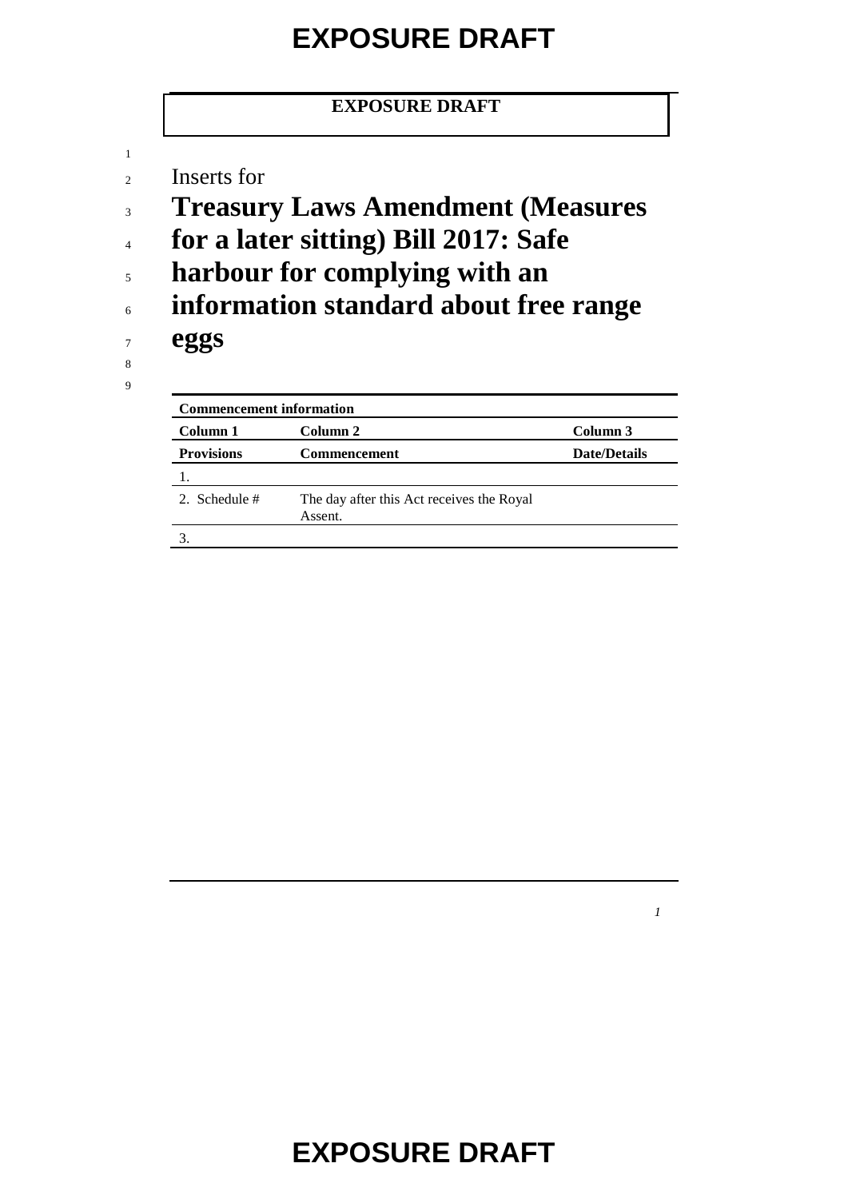**EXPOSURE DRAFT**

Inserts for

# Treasury Laws Amendment (Measures for a later sitting) Bill 2017: Safe harbour for complying with an information standard about free range eggs

| **Commencement information** | | |
|---|---|---|
| **Column 1** | **Column 2** | **Column 3** |
| **Provisions** | **Commencement** | **Date/Details** |
| 1. | | |
| 2. Schedule # | The day after this Act receives the Royal Assent. | |
| 3. | | |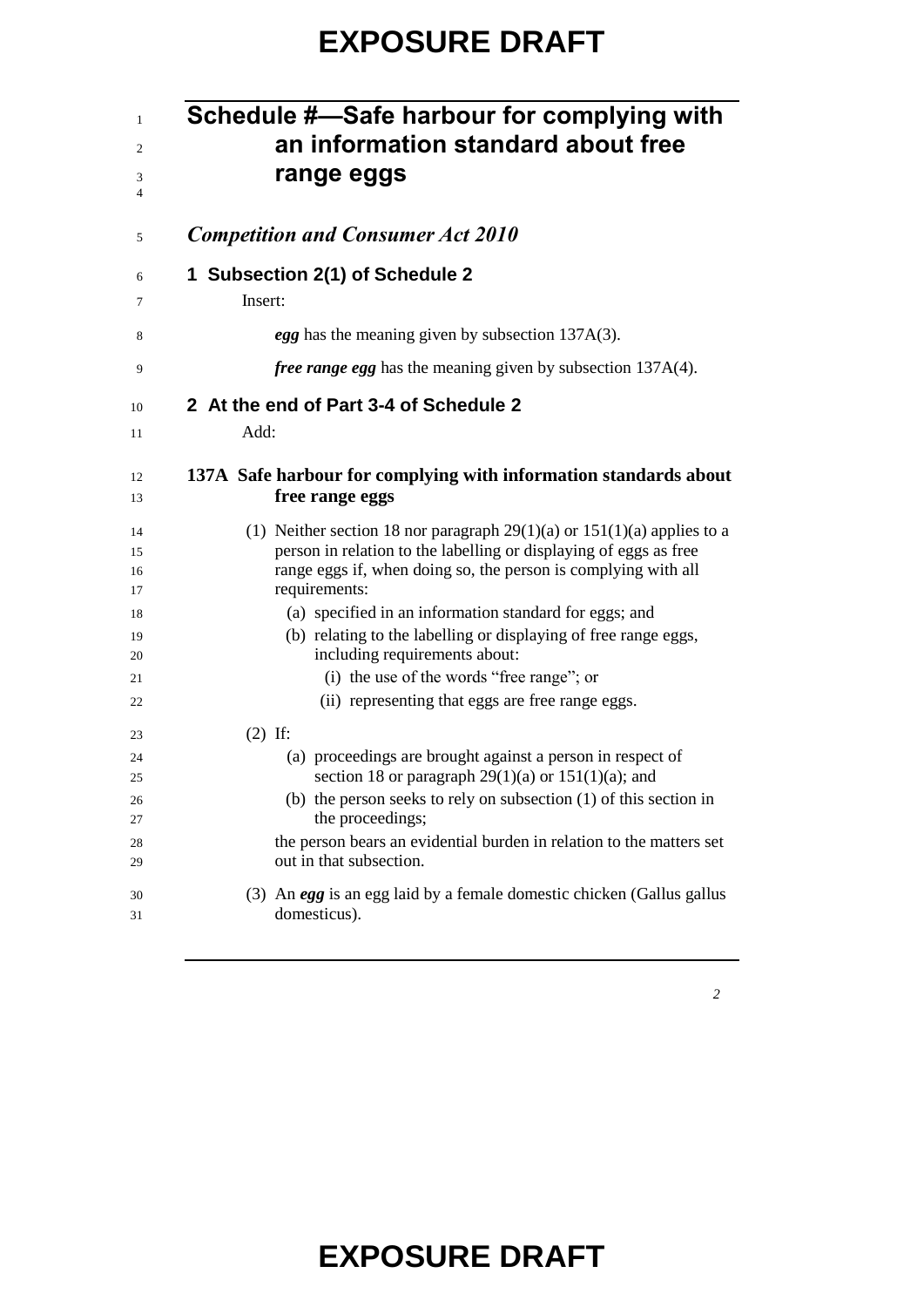# Schedule #—Safe harbour for complying with an information standard about free range eggs

## *Competition and Consumer Act 2010*

### 1 Subsection 2(1) of Schedule 2

Insert:

***egg*** has the meaning given by subsection 137A(3).

***free range egg*** has the meaning given by subsection 137A(4).

### 2 At the end of Part 3-4 of Schedule 2

Add:

**137A Safe harbour for complying with information standards about free range eggs**

(1) Neither section 18 nor paragraph 29(1)(a) or 151(1)(a) applies to a person in relation to the labelling or displaying of eggs as free range eggs if, when doing so, the person is complying with all requirements:

(a) specified in an information standard for eggs; and

(b) relating to the labelling or displaying of free range eggs, including requirements about:

(i) the use of the words "free range"; or

(ii) representing that eggs are free range eggs.

(2) If:

(a) proceedings are brought against a person in respect of section 18 or paragraph 29(1)(a) or 151(1)(a); and

(b) the person seeks to rely on subsection (1) of this section in the proceedings;

the person bears an evidential burden in relation to the matters set out in that subsection.

(3) An ***egg*** is an egg laid by a female domestic chicken (Gallus gallus domesticus).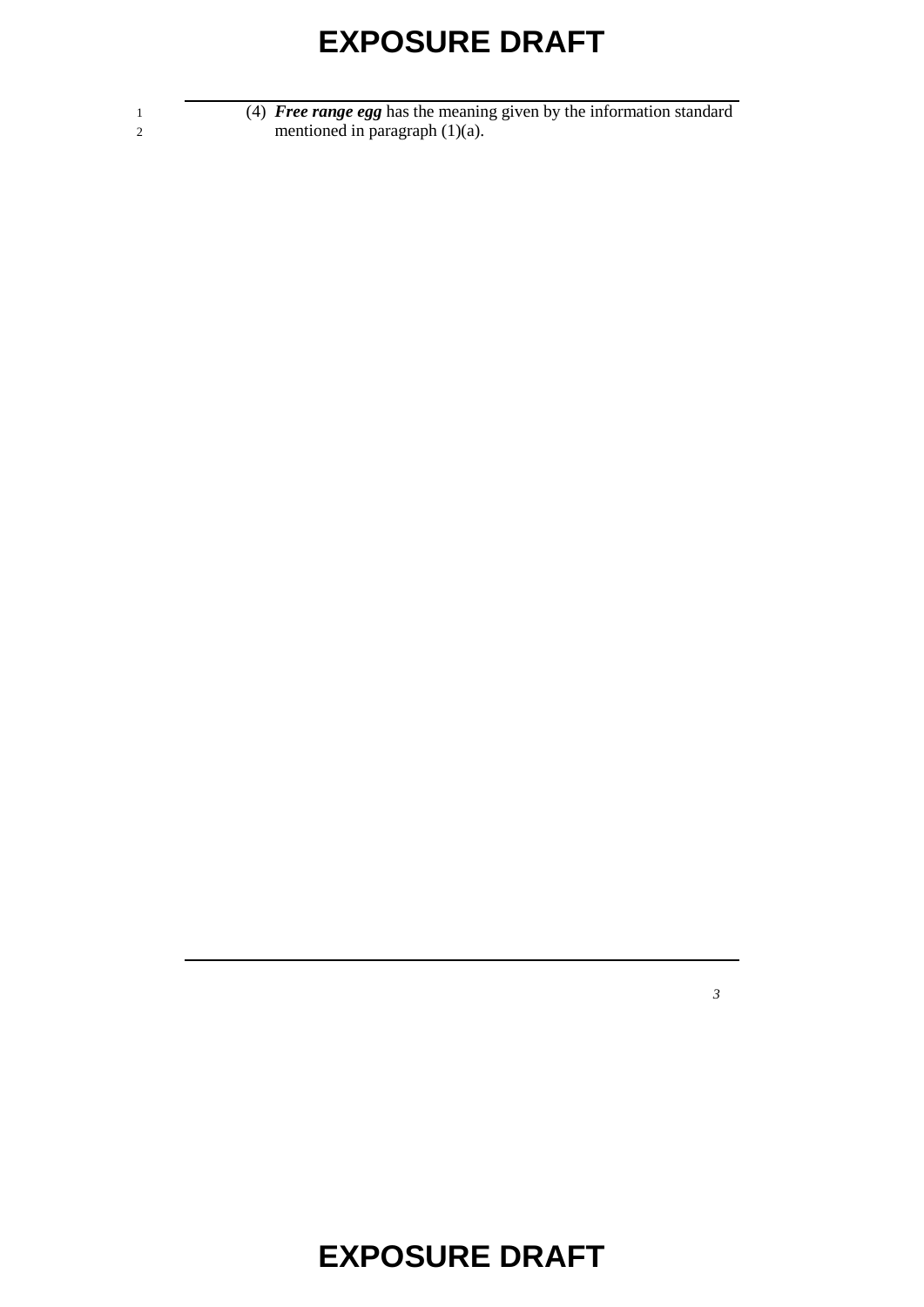(4) ***Free range egg*** has the meaning given by the information standard mentioned in paragraph (1)(a).